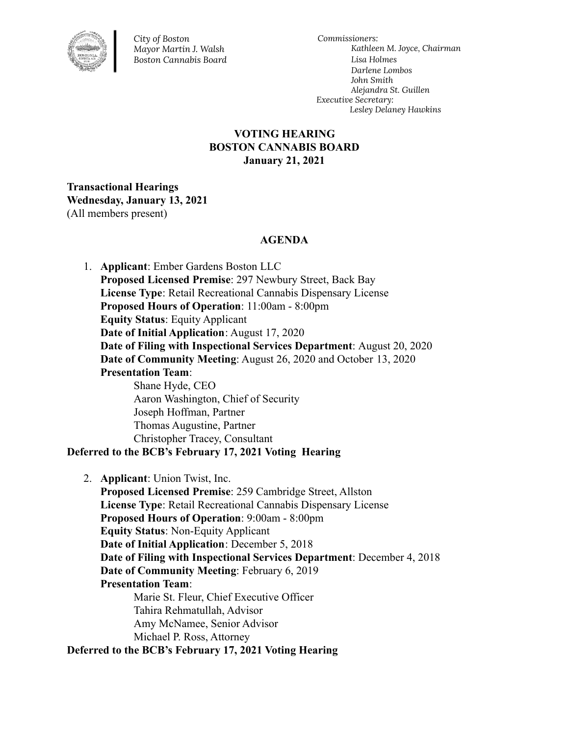*City of Boston*
*Mayor Martin J. Walsh*
*Boston Cannabis Board*

*Commissioners:*
*Kathleen M. Joyce, Chairman*
*Lisa Holmes*
*Darlene Lombos*
*John Smith*
*Alejandra St. Guillen*
*Executive Secretary:*
*Lesley Delaney Hawkins*

# VOTING HEARING
# BOSTON CANNABIS BOARD
# January 21, 2021

**Transactional Hearings**
**Wednesday, January 13, 2021**
(All members present)

## AGENDA

1. **Applicant**: Ember Gardens Boston LLC
   **Proposed Licensed Premise**: 297 Newbury Street, Back Bay
   **License Type**: Retail Recreational Cannabis Dispensary License
   **Proposed Hours of Operation**: 11:00am - 8:00pm
   **Equity Status**: Equity Applicant
   **Date of Initial Application**: August 17, 2020
   **Date of Filing with Inspectional Services Department**: August 20, 2020
   **Date of Community Meeting**: August 26, 2020 and October 13, 2020
   **Presentation Team**:
   - Shane Hyde, CEO
   - Aaron Washington, Chief of Security
   - Joseph Hoffman, Partner
   - Thomas Augustine, Partner
   - Christopher Tracey, Consultant

**Deferred to the BCB's February 17, 2021 Voting Hearing**

2. **Applicant**: Union Twist, Inc.
   **Proposed Licensed Premise**: 259 Cambridge Street, Allston
   **License Type**: Retail Recreational Cannabis Dispensary License
   **Proposed Hours of Operation**: 9:00am - 8:00pm
   **Equity Status**: Non-Equity Applicant
   **Date of Initial Application**: December 5, 2018
   **Date of Filing with Inspectional Services Department**: December 4, 2018
   **Date of Community Meeting**: February 6, 2019
   **Presentation Team**:
   - Marie St. Fleur, Chief Executive Officer
   - Tahira Rehmatullah, Advisor
   - Amy McNamee, Senior Advisor
   - Michael P. Ross, Attorney

**Deferred to the BCB's February 17, 2021 Voting Hearing**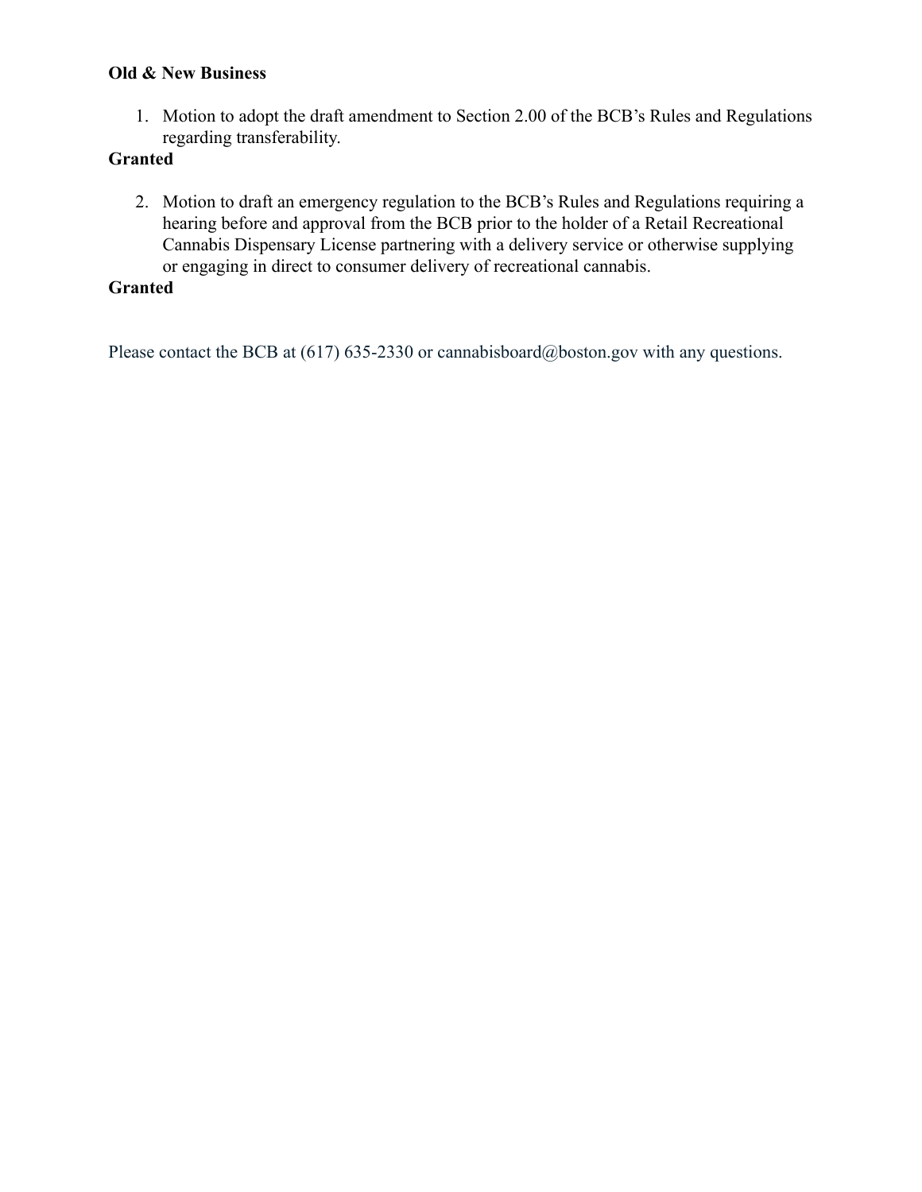**Old & New Business**

1. Motion to adopt the draft amendment to Section 2.00 of the BCB's Rules and Regulations regarding transferability.

**Granted**

2. Motion to draft an emergency regulation to the BCB's Rules and Regulations requiring a hearing before and approval from the BCB prior to the holder of a Retail Recreational Cannabis Dispensary License partnering with a delivery service or otherwise supplying or engaging in direct to consumer delivery of recreational cannabis.

**Granted**

Please contact the BCB at (617) 635-2330 or cannabisboard@boston.gov with any questions.